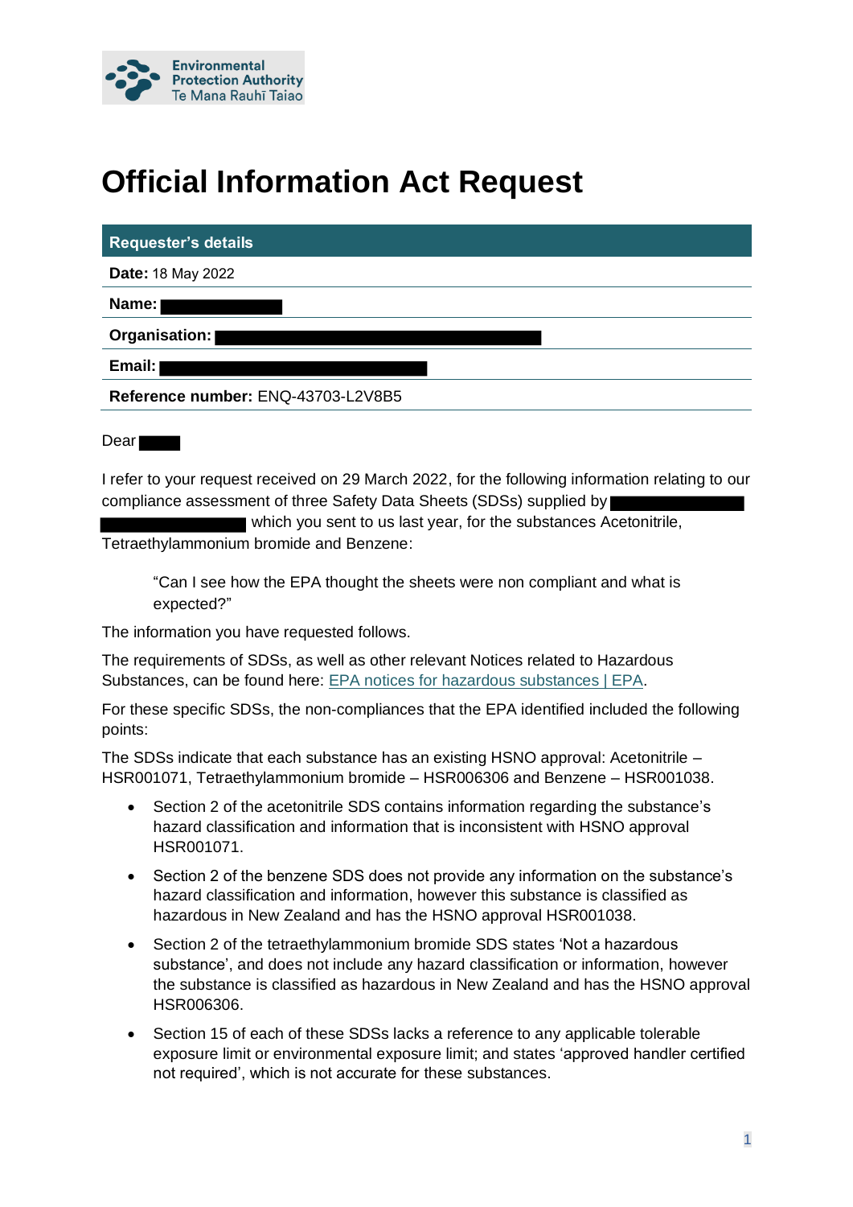Environmental Protection Authority
Te Mana Rauhī Taiao

# Official Information Act Request

| Requester's details |
| --- |
| **Date:** 18 May 2022 |
| **Name:** |
| **Organisation:** |
| **Email:** |
| **Reference number:** ENQ-43703-L2V8B5 |

Dear

I refer to your request received on 29 March 2022, for the following information relating to our compliance assessment of three Safety Data Sheets (SDSs) supplied by which you sent to us last year, for the substances Acetonitrile, Tetraethylammonium bromide and Benzene:

> "Can I see how the EPA thought the sheets were non compliant and what is expected?"

The information you have requested follows.

The requirements of SDSs, as well as other relevant Notices related to Hazardous Substances, can be found here: [EPA notices for hazardous substances | EPA](https://www.epa.govt.nz).

For these specific SDSs, the non-compliances that the EPA identified included the following points:

The SDSs indicate that each substance has an existing HSNO approval: Acetonitrile – HSR001071, Tetraethylammonium bromide – HSR006306 and Benzene – HSR001038.

- Section 2 of the acetonitrile SDS contains information regarding the substance's hazard classification and information that is inconsistent with HSNO approval HSR001071.
- Section 2 of the benzene SDS does not provide any information on the substance's hazard classification and information, however this substance is classified as hazardous in New Zealand and has the HSNO approval HSR001038.
- Section 2 of the tetraethylammonium bromide SDS states 'Not a hazardous substance', and does not include any hazard classification or information, however the substance is classified as hazardous in New Zealand and has the HSNO approval HSR006306.
- Section 15 of each of these SDSs lacks a reference to any applicable tolerable exposure limit or environmental exposure limit; and states 'approved handler certified not required', which is not accurate for these substances.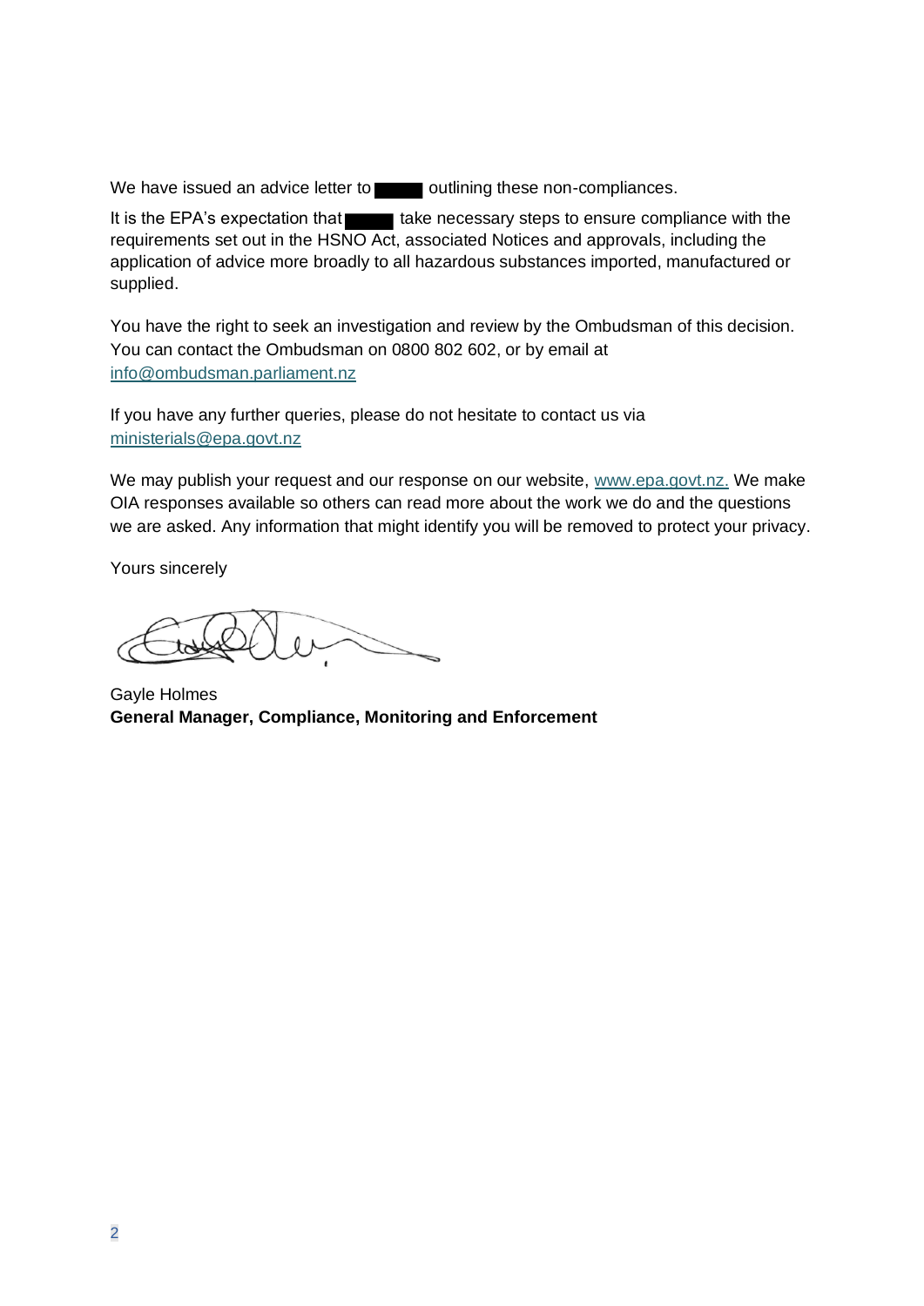We have issued an advice letter to ███ outlining these non-compliances.

It is the EPA's expectation that ███ take necessary steps to ensure compliance with the requirements set out in the HSNO Act, associated Notices and approvals, including the application of advice more broadly to all hazardous substances imported, manufactured or supplied.

You have the right to seek an investigation and review by the Ombudsman of this decision. You can contact the Ombudsman on 0800 802 602, or by email at info@ombudsman.parliament.nz

If you have any further queries, please do not hesitate to contact us via ministerials@epa.govt.nz

We may publish your request and our response on our website, www.epa.govt.nz. We make OIA responses available so others can read more about the work we do and the questions we are asked. Any information that might identify you will be removed to protect your privacy.

Yours sincerely

Gayle Holmes
**General Manager, Compliance, Monitoring and Enforcement**